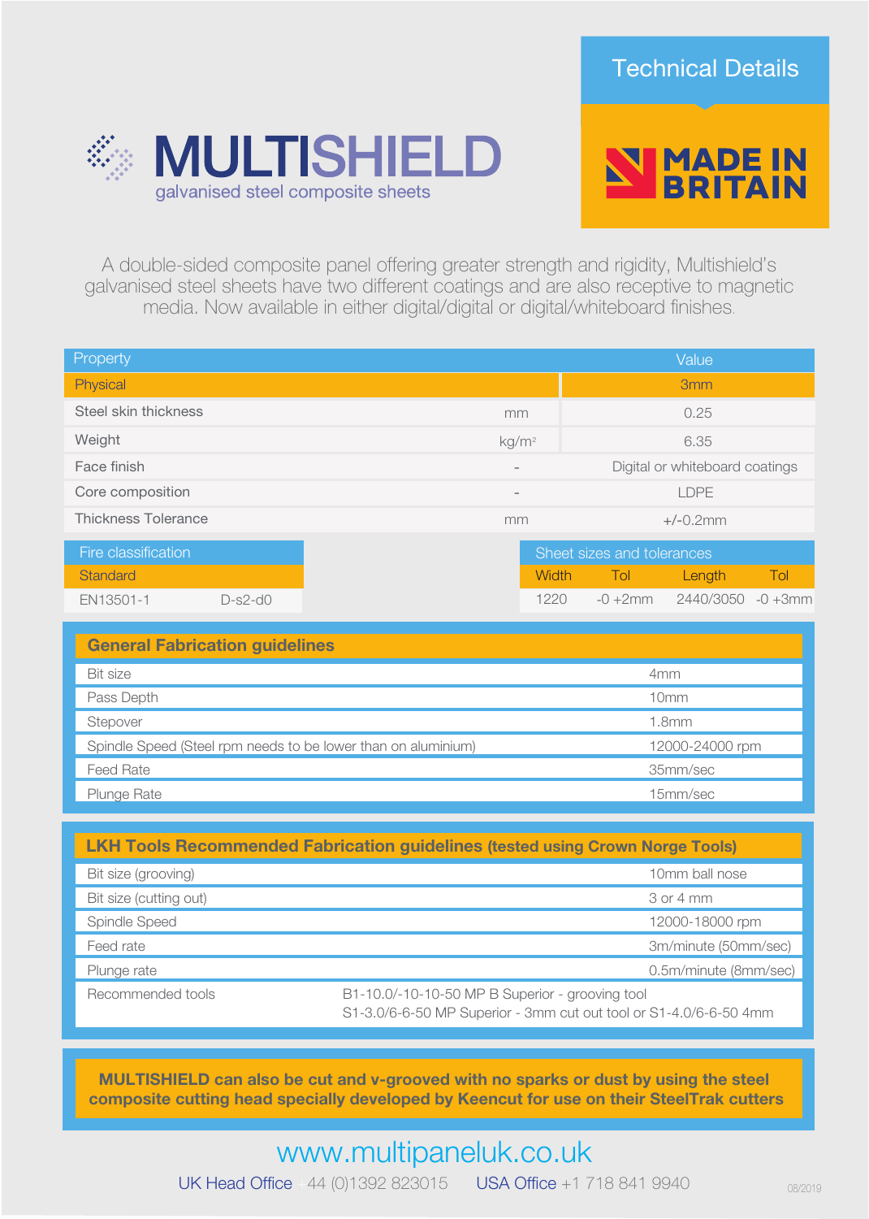# MULTISHIELD

galvanised steel composite sheets

## Technical Details

**MADE IN BRITAIN**

A double-sided composite panel offering greater strength and rigidity, Multishield's galvanised steel sheets have two different coatings and are also receptive to magnetic media. Now available in either digital/digital or digital/whiteboard finishes.

| Property | | Value |
|---|---|---|
| Physical | | 3mm |
| Steel skin thickness | mm | 0.25 |
| Weight | kg/m² | 6.35 |
| Face finish | - | Digital or whiteboard coatings |
| Core composition | - | LDPE |
| Thickness Tolerance | mm | +/-0.2mm |

| Fire classification | |
|---|---|
| Standard | |
| EN13501-1 | D-s2-d0 |

| Sheet sizes and tolerances | | | |
|---|---|---|---|
| Width | Tol | Length | Tol |
| 1220 | -0 +2mm | 2440/3050 | -0 +3mm |

## General Fabrication guidelines

| | |
|---|---|
| Bit size | 4mm |
| Pass Depth | 10mm |
| Stepover | 1.8mm |
| Spindle Speed (Steel rpm needs to be lower than on aluminium) | 12000-24000 rpm |
| Feed Rate | 35mm/sec |
| Plunge Rate | 15mm/sec |

## LKH Tools Recommended Fabrication guidelines (tested using Crown Norge Tools)

| | |
|---|---|
| Bit size (grooving) | 10mm ball nose |
| Bit size (cutting out) | 3 or 4 mm |
| Spindle Speed | 12000-18000 rpm |
| Feed rate | 3m/minute (50mm/sec) |
| Plunge rate | 0.5m/minute (8mm/sec) |
| Recommended tools | B1-10.0/-10-10-50 MP B Superior - grooving tool<br>S1-3.0/6-6-50 MP Superior - 3mm cut out tool or S1-4.0/6-6-50 4mm |

**MULTISHIELD can also be cut and v-grooved with no sparks or dust by using the steel composite cutting head specially developed by Keencut for use on their SteelTrak cutters**

www.multipaneluk.co.uk

UK Head Office +44 (0)1392 823015 USA Office +1 718 841 9940

08/2019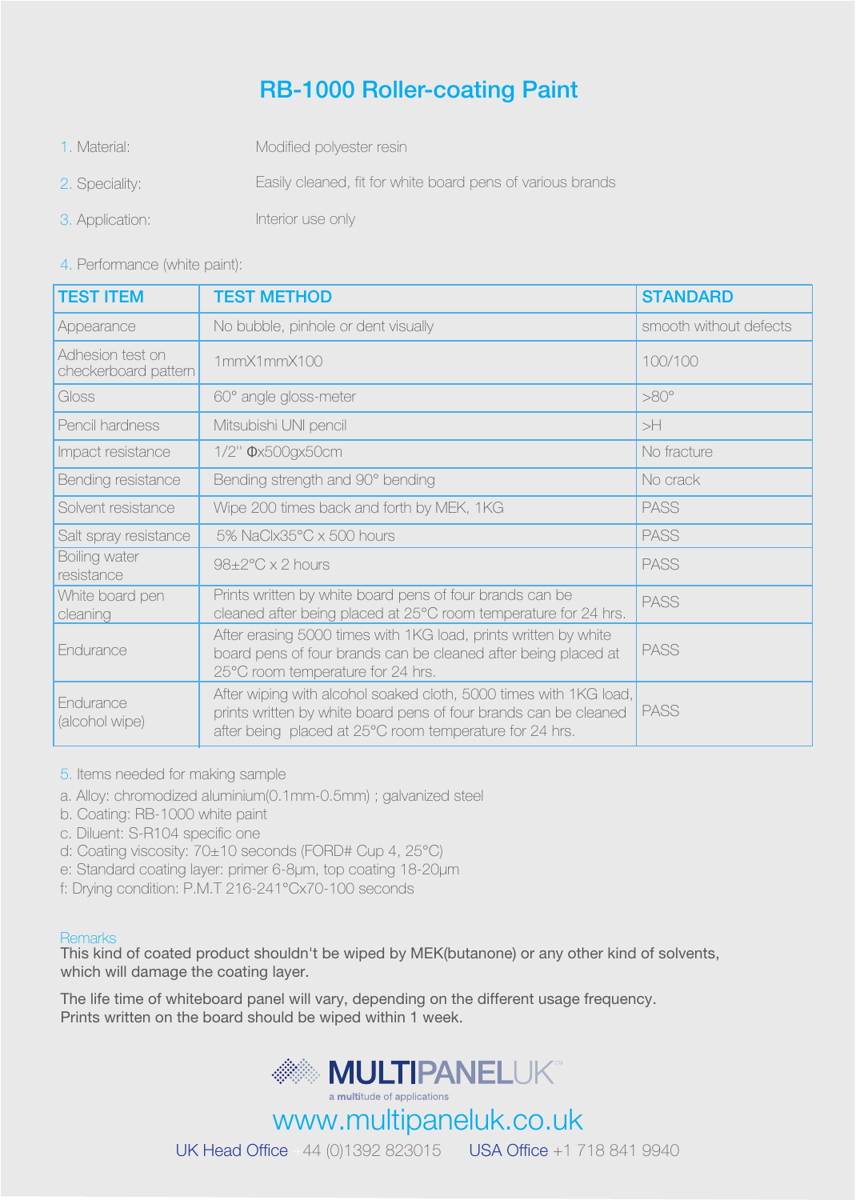# RB-1000 Roller-coating Paint

1. Material: Modified polyester resin
2. Speciality: Easily cleaned, fit for white board pens of various brands
3. Application: Interior use only
4. Performance (white paint):

| TEST ITEM | TEST METHOD | STANDARD |
|---|---|---|
| Appearance | No bubble, pinhole or dent visually | smooth without defects |
| Adhesion test on checkerboard pattern | 1mmX1mmX100 | 100/100 |
| Gloss | 60° angle gloss-meter | >80° |
| Pencil hardness | Mitsubishi UNI pencil | >H |
| Impact resistance | 1/2'' Φx500gx50cm | No fracture |
| Bending resistance | Bending strength and 90° bending | No crack |
| Solvent resistance | Wipe 200 times back and forth by MEK, 1KG | PASS |
| Salt spray resistance | 5% NaClx35°C x 500 hours | PASS |
| Boiling water resistance | 98±2°C x 2 hours | PASS |
| White board pen cleaning | Prints written by white board pens of four brands can be cleaned after being placed at 25°C room temperature for 24 hrs. | PASS |
| Endurance | After erasing 5000 times with 1KG load, prints written by white board pens of four brands can be cleaned after being placed at 25°C room temperature for 24 hrs. | PASS |
| Endurance (alcohol wipe) | After wiping with alcohol soaked cloth, 5000 times with 1KG load, prints written by white board pens of four brands can be cleaned after being placed at 25°C room temperature for 24 hrs. | PASS |

5. Items needed for making sample

a. Alloy: chromodized aluminium(0.1mm-0.5mm) ; galvanized steel
b. Coating: RB-1000 white paint
c. Diluent: S-R104 specific one
d: Coating viscosity: 70±10 seconds (FORD# Cup 4, 25°C)
e: Standard coating layer: primer 6-8μm, top coating 18-20μm
f: Drying condition: P.M.T 216-241°Cx70-100 seconds

Remarks

This kind of coated product shouldn't be wiped by MEK(butanone) or any other kind of solvents, which will damage the coating layer.

The life time of whiteboard panel will vary, depending on the different usage frequency.
Prints written on the board should be wiped within 1 week.

MULTIPANELUK™
a multitude of applications

www.multipaneluk.co.uk

UK Head Office +44 (0)1392 823015 USA Office +1 718 841 9940